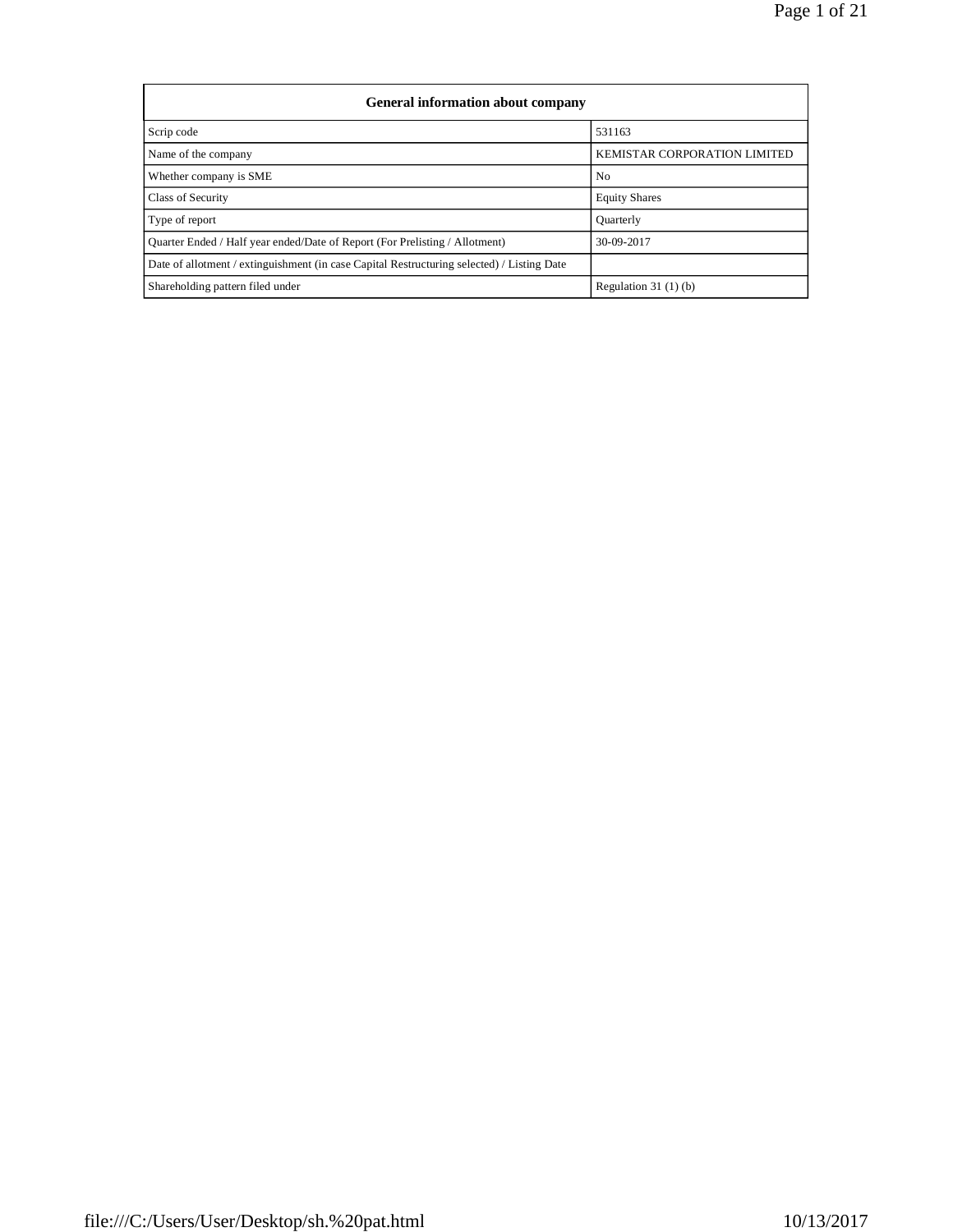| General information about company | |
| --- | --- |
| Scrip code | 531163 |
| Name of the company | KEMISTAR CORPORATION LIMITED |
| Whether company is SME | No |
| Class of Security | Equity Shares |
| Type of report | Quarterly |
| Quarter Ended / Half year ended/Date of Report (For Prelisting / Allotment) | 30-09-2017 |
| Date of allotment / extinguishment (in case Capital Restructuring selected) / Listing Date | |
| Shareholding pattern filed under | Regulation 31 (1) (b) |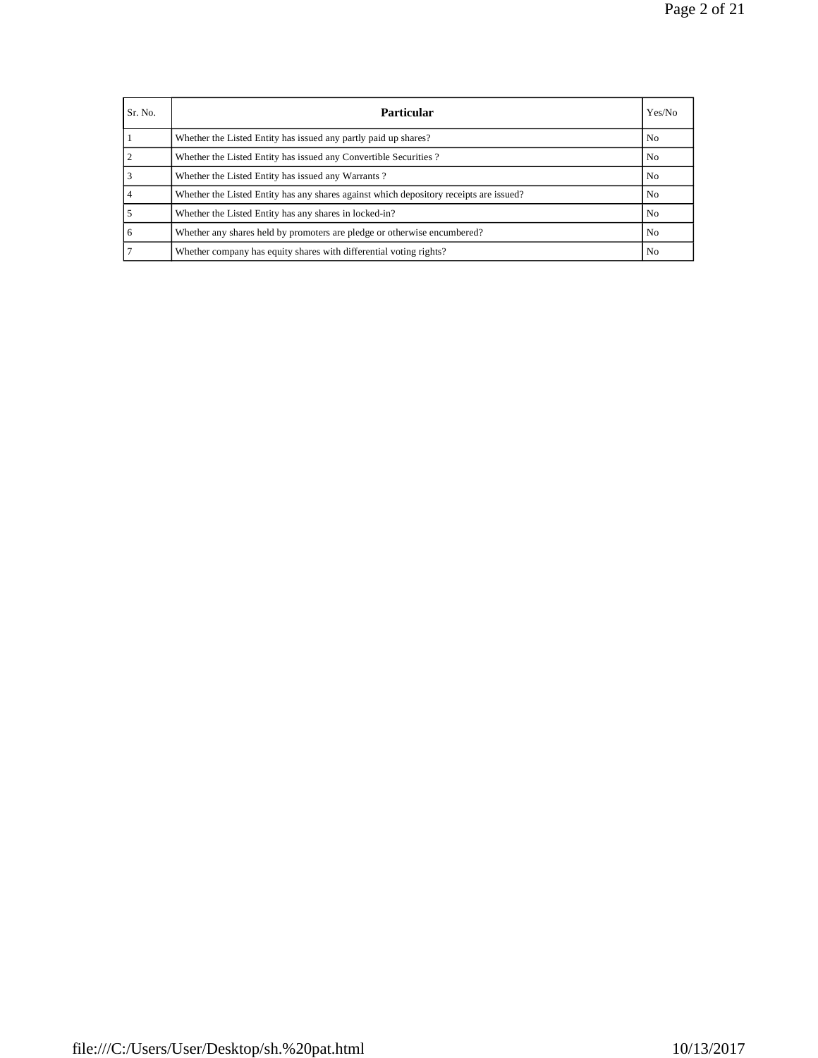| Sr. No. | Particular | Yes/No |
| --- | --- | --- |
| 1 | Whether the Listed Entity has issued any partly paid up shares? | No |
| 2 | Whether the Listed Entity has issued any Convertible Securities ? | No |
| 3 | Whether the Listed Entity has issued any Warrants ? | No |
| 4 | Whether the Listed Entity has any shares against which depository receipts are issued? | No |
| 5 | Whether the Listed Entity has any shares in locked-in? | No |
| 6 | Whether any shares held by promoters are pledge or otherwise encumbered? | No |
| 7 | Whether company has equity shares with differential voting rights? | No |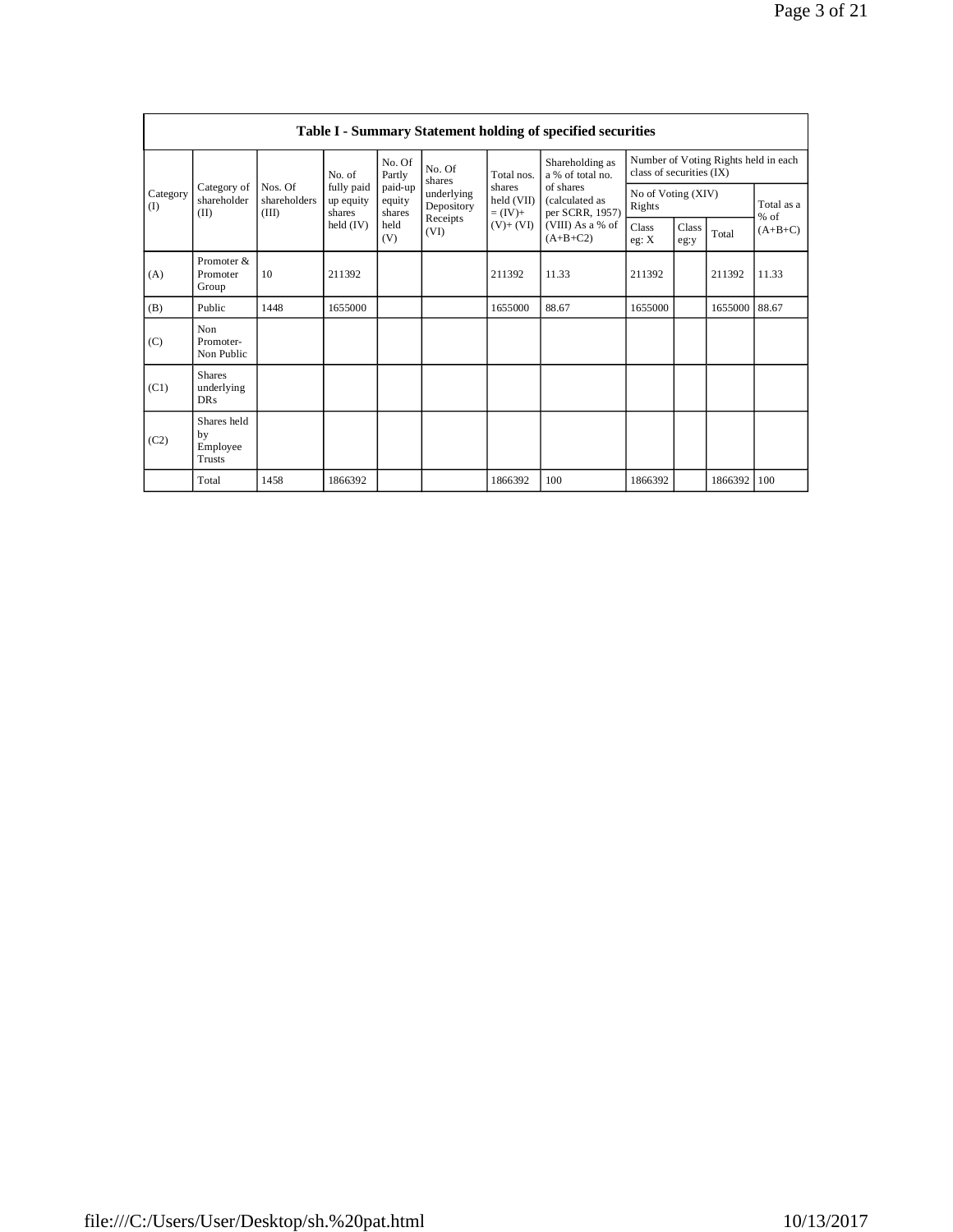## Table I - Summary Statement holding of specified securities

| Category (I) | Category of shareholder (II) | Nos. Of shareholders (III) | No. of fully paid up equity shares held (IV) | No. Of Partly paid-up equity shares held (V) | No. Of shares underlying Depository Receipts (VI) | Total nos. shares held (VII) = (IV)+ (V)+ (VI) | Shareholding as a % of total no. of shares (calculated as per SCRR, 1957) (VIII) As a % of (A+B+C2) | Number of Voting Rights held in each class of securities (IX) | | | |
|---|---|---|---|---|---|---|---|---|---|---|---|
| | | | | | | | | No of Voting (XIV) Rights | | | Total as a % of (A+B+C) |
| | | | | | | | | Class eg: X | Class eg:y | Total | |
| (A) | Promoter & Promoter Group | 10 | 211392 | | | 211392 | 11.33 | 211392 | | 211392 | 11.33 |
| (B) | Public | 1448 | 1655000 | | | 1655000 | 88.67 | 1655000 | | 1655000 | 88.67 |
| (C) | Non Promoter- Non Public | | | | | | | | | | |
| (C1) | Shares underlying DRs | | | | | | | | | | |
| (C2) | Shares held by Employee Trusts | | | | | | | | | | |
| | Total | 1458 | 1866392 | | | 1866392 | 100 | 1866392 | | 1866392 | 100 |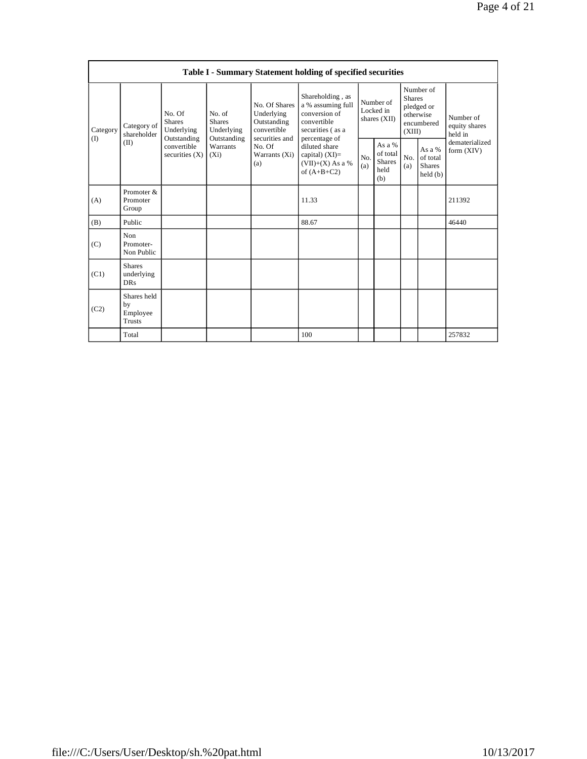| Table I - Summary Statement holding of specified securities | | | | | | | | | | |
|---|---|---|---|---|---|---|---|---|---|---|
| Category (I) | Category of shareholder (II) | No. Of Shares Underlying Outstanding convertible securities (X) | No. of Shares Underlying Outstanding Warrants (Xi) | No. Of Shares Underlying Outstanding convertible securities and No. Of Warrants (Xi) (a) | Shareholding , as a % assuming full conversion of convertible securities ( as a percentage of diluted share capital) (XI)= (VII)+(X) As a % of (A+B+C2) | Number of Locked in shares (XII) | | Number of Shares pledged or otherwise encumbered (XIII) | | Number of equity shares held in dematerialized form (XIV) |
| | | | | | | No. (a) | As a % of total Shares held (b) | No. (a) | As a % of total Shares held (b) | |
| (A) | Promoter & Promoter Group | | | | 11.33 | | | | | 211392 |
| (B) | Public | | | | 88.67 | | | | | 46440 |
| (C) | Non Promoter- Non Public | | | | | | | | | |
| (C1) | Shares underlying DRs | | | | | | | | | |
| (C2) | Shares held by Employee Trusts | | | | | | | | | |
| | Total | | | | 100 | | | | | 257832 |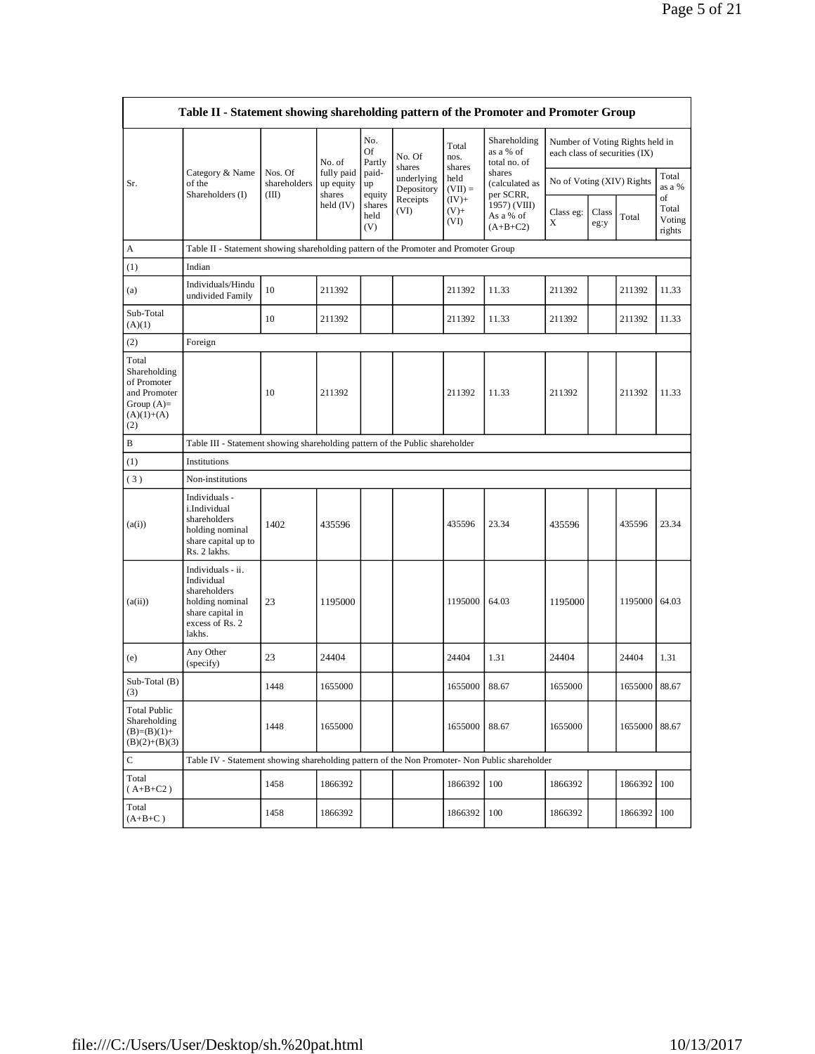| Table II - Statement showing shareholding pattern of the Promoter and Promoter Group | | | | | | | | | | | | |
|---|---|---|---|---|---|---|---|---|---|---|---|---|
| Sr. | Category & Name of the Shareholders (I) | Nos. Of shareholders (III) | No. of fully paid up equity shares held (IV) | No. Of Partly paid-up equity shares held (V) | No. Of shares underlying Depository Receipts (VI) | Total nos. shares held (VII) = (IV)+ (V)+ (VI) | Shareholding as a % of total no. of shares (calculated as per SCRR, 1957) (VIII) As a % of (A+B+C2) | Number of Voting Rights held in each class of securities (IX) | | | |
| | | | | | | | | No of Voting (XIV) Rights | | | Total as a % of Total Voting rights |
| | | | | | | | | Class eg: X | Class eg:y | Total | |
| A | Table II - Statement showing shareholding pattern of the Promoter and Promoter Group | | | | | | | | | | |
| (1) | Indian | | | | | | | | | | |
| (a) | Individuals/Hindu undivided Family | 10 | 211392 | | | 211392 | 11.33 | 211392 | | 211392 | 11.33 |
| Sub-Total (A)(1) | | 10 | 211392 | | | 211392 | 11.33 | 211392 | | 211392 | 11.33 |
| (2) | Foreign | | | | | | | | | | |
| Total Shareholding of Promoter and Promoter Group (A)=(A)(1)+(A)(2) | | 10 | 211392 | | | 211392 | 11.33 | 211392 | | 211392 | 11.33 |
| B | Table III - Statement showing shareholding pattern of the Public shareholder | | | | | | | | | | |
| (1) | Institutions | | | | | | | | | | |
| ( 3 ) | Non-institutions | | | | | | | | | | |
| (a(i)) | Individuals - i.Individual shareholders holding nominal share capital up to Rs. 2 lakhs. | 1402 | 435596 | | | 435596 | 23.34 | 435596 | | 435596 | 23.34 |
| (a(ii)) | Individuals - ii. Individual shareholders holding nominal share capital in excess of Rs. 2 lakhs. | 23 | 1195000 | | | 1195000 | 64.03 | 1195000 | | 1195000 | 64.03 |
| (e) | Any Other (specify) | 23 | 24404 | | | 24404 | 1.31 | 24404 | | 24404 | 1.31 |
| Sub-Total (B)(3) | | 1448 | 1655000 | | | 1655000 | 88.67 | 1655000 | | 1655000 | 88.67 |
| Total Public Shareholding (B)=(B)(1)+(B)(2)+(B)(3) | | 1448 | 1655000 | | | 1655000 | 88.67 | 1655000 | | 1655000 | 88.67 |
| C | Table IV - Statement showing shareholding pattern of the Non Promoter- Non Public shareholder | | | | | | | | | | |
| Total ( A+B+C2 ) | | 1458 | 1866392 | | | 1866392 | 100 | 1866392 | | 1866392 | 100 |
| Total (A+B+C ) | | 1458 | 1866392 | | | 1866392 | 100 | 1866392 | | 1866392 | 100 |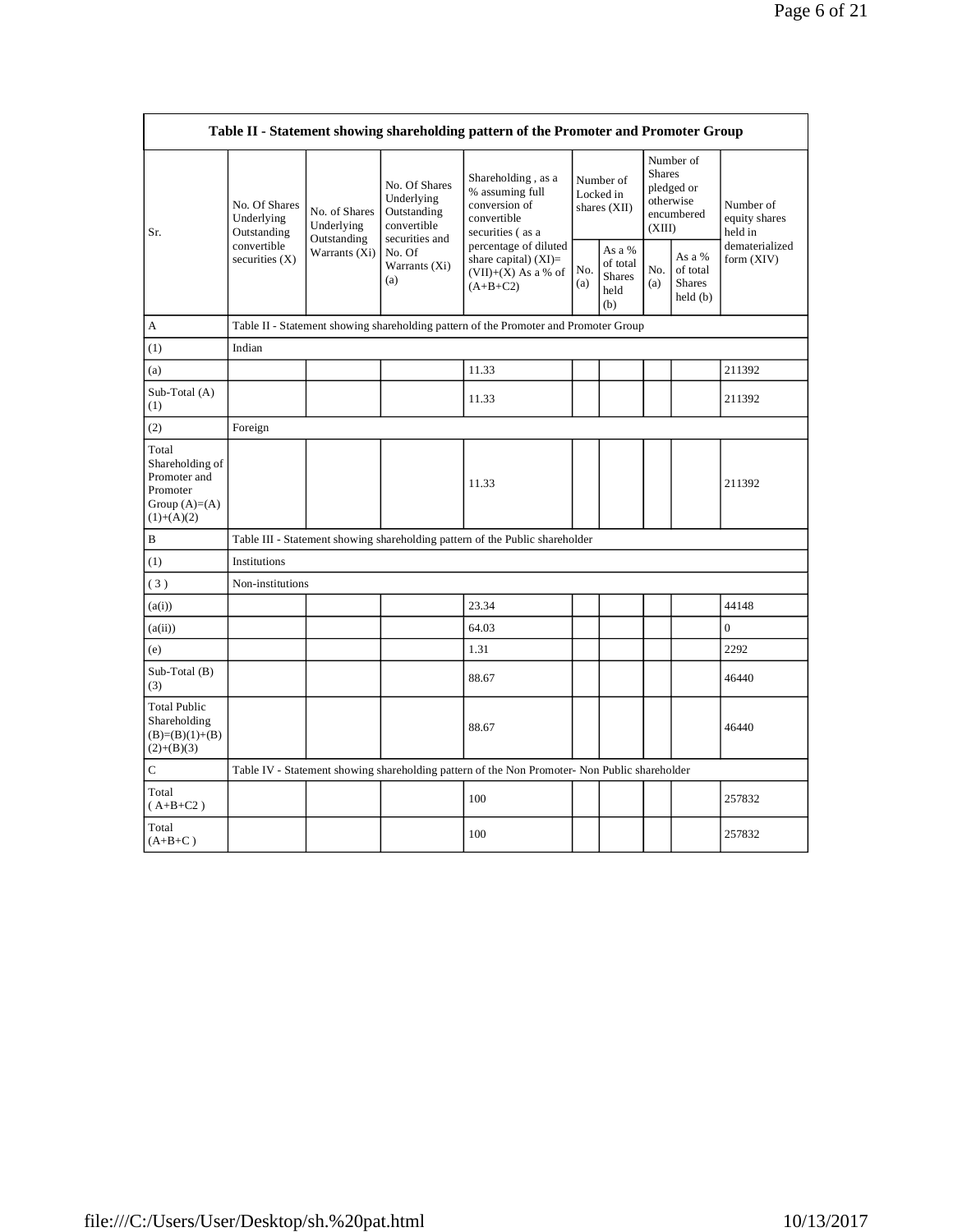| Table II - Statement showing shareholding pattern of the Promoter and Promoter Group | | | | | | | | | |
|---|---|---|---|---|---|---|---|---|---|
| Sr. | No. Of Shares Underlying Outstanding convertible securities (X) | No. of Shares Underlying Outstanding Warrants (Xi) | No. Of Shares Underlying Outstanding convertible securities and No. Of Warrants (Xi) (a) | Shareholding , as a % assuming full conversion of convertible securities ( as a percentage of diluted share capital) (XI)= (VII)+(X) As a % of (A+B+C2) | Number of Locked in shares (XII) | | Number of Shares pledged or otherwise encumbered (XIII) | | Number of equity shares held in dematerialized form (XIV) |
| | | | | | No. (a) | As a % of total Shares held (b) | No. (a) | As a % of total Shares held (b) | |
| A | Table II - Statement showing shareholding pattern of the Promoter and Promoter Group | | | | | | | | |
| (1) | Indian | | | | | | | | |
| (a) | | | | 11.33 | | | | | 211392 |
| Sub-Total (A) (1) | | | | 11.33 | | | | | 211392 |
| (2) | Foreign | | | | | | | | |
| Total Shareholding of Promoter and Promoter Group (A)=(A)(1)+(A)(2) | | | | 11.33 | | | | | 211392 |
| B | Table III - Statement showing shareholding pattern of the Public shareholder | | | | | | | | |
| (1) | Institutions | | | | | | | | |
| ( 3 ) | Non-institutions | | | | | | | | |
| (a(i)) | | | | 23.34 | | | | | 44148 |
| (a(ii)) | | | | 64.03 | | | | | 0 |
| (e) | | | | 1.31 | | | | | 2292 |
| Sub-Total (B) (3) | | | | 88.67 | | | | | 46440 |
| Total Public Shareholding (B)=(B)(1)+(B)(2)+(B)(3) | | | | 88.67 | | | | | 46440 |
| C | Table IV - Statement showing shareholding pattern of the Non Promoter- Non Public shareholder | | | | | | | | |
| Total ( A+B+C2 ) | | | | 100 | | | | | 257832 |
| Total (A+B+C ) | | | | 100 | | | | | 257832 |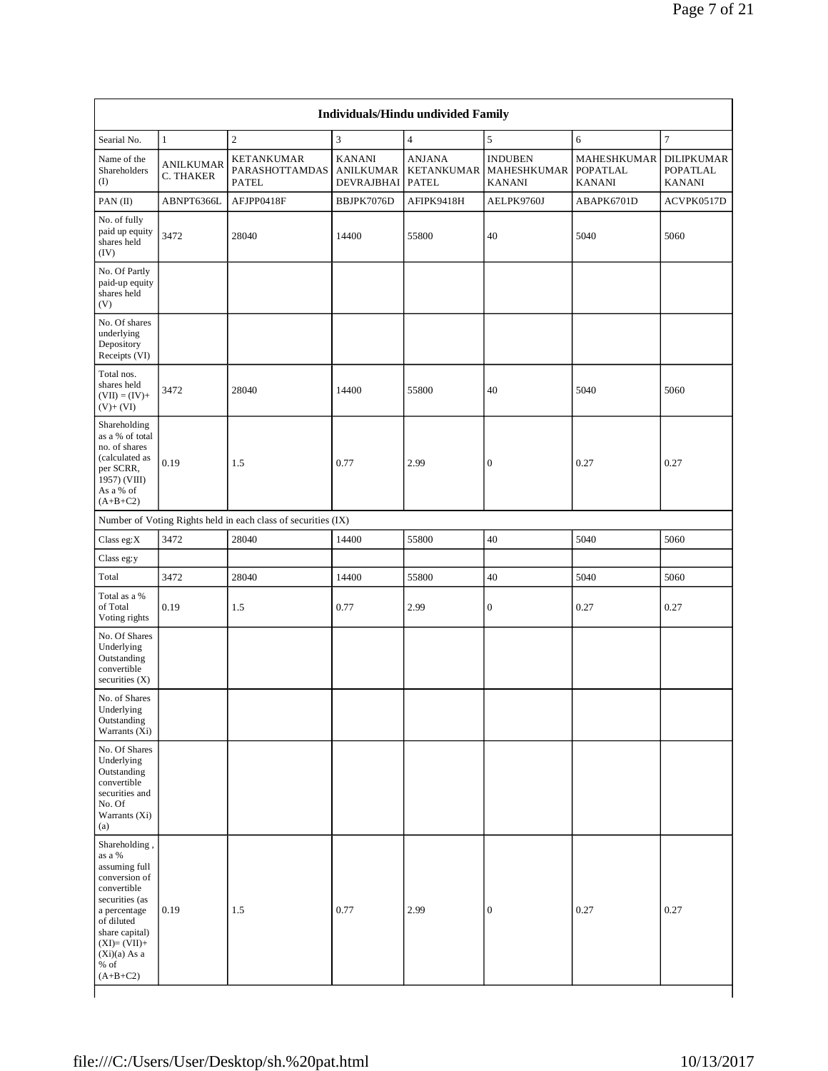| Individuals/Hindu undivided Family | | | | | | | |
|---|---|---|---|---|---|---|---|
| Searial No. | 1 | 2 | 3 | 4 | 5 | 6 | 7 |
| Name of the Shareholders (I) | ANILKUMAR C. THAKER | KETANKUMAR PARASHOTTAMDAS PATEL | KANANI ANILKUMAR DEVRAJBHAI | ANJANA KETANKUMAR PATEL | INDUBEN MAHESHKUMAR KANANI | MAHESHKUMAR POPATLAL KANANI | DILIPKUMAR POPATLAL KANANI |
| PAN (II) | ABNPT6366L | AFJPP0418F | BBJPK7076D | AFIPK9418H | AELPK9760J | ABAPK6701D | ACVPK0517D |
| No. of fully paid up equity shares held (IV) | 3472 | 28040 | 14400 | 55800 | 40 | 5040 | 5060 |
| No. Of Partly paid-up equity shares held (V) | | | | | | | |
| No. Of shares underlying Depository Receipts (VI) | | | | | | | |
| Total nos. shares held (VII) = (IV)+ (V)+ (VI) | 3472 | 28040 | 14400 | 55800 | 40 | 5040 | 5060 |
| Shareholding as a % of total no. of shares (calculated as per SCRR, 1957) (VIII) As a % of (A+B+C2) | 0.19 | 1.5 | 0.77 | 2.99 | 0 | 0.27 | 0.27 |
| Number of Voting Rights held in each class of securities (IX) | | | | | | | |
| Class eg:X | 3472 | 28040 | 14400 | 55800 | 40 | 5040 | 5060 |
| Class eg:y | | | | | | | |
| Total | 3472 | 28040 | 14400 | 55800 | 40 | 5040 | 5060 |
| Total as a % of Total Voting rights | 0.19 | 1.5 | 0.77 | 2.99 | 0 | 0.27 | 0.27 |
| No. Of Shares Underlying Outstanding convertible securities (X) | | | | | | | |
| No. of Shares Underlying Outstanding Warrants (Xi) | | | | | | | |
| No. Of Shares Underlying Outstanding convertible securities and No. Of Warrants (Xi) (a) | | | | | | | |
| Shareholding , as a % assuming full conversion of convertible securities (as a percentage of diluted share capital) (XI)= (VII)+(Xi)(a) As a % of (A+B+C2) | 0.19 | 1.5 | 0.77 | 2.99 | 0 | 0.27 | 0.27 |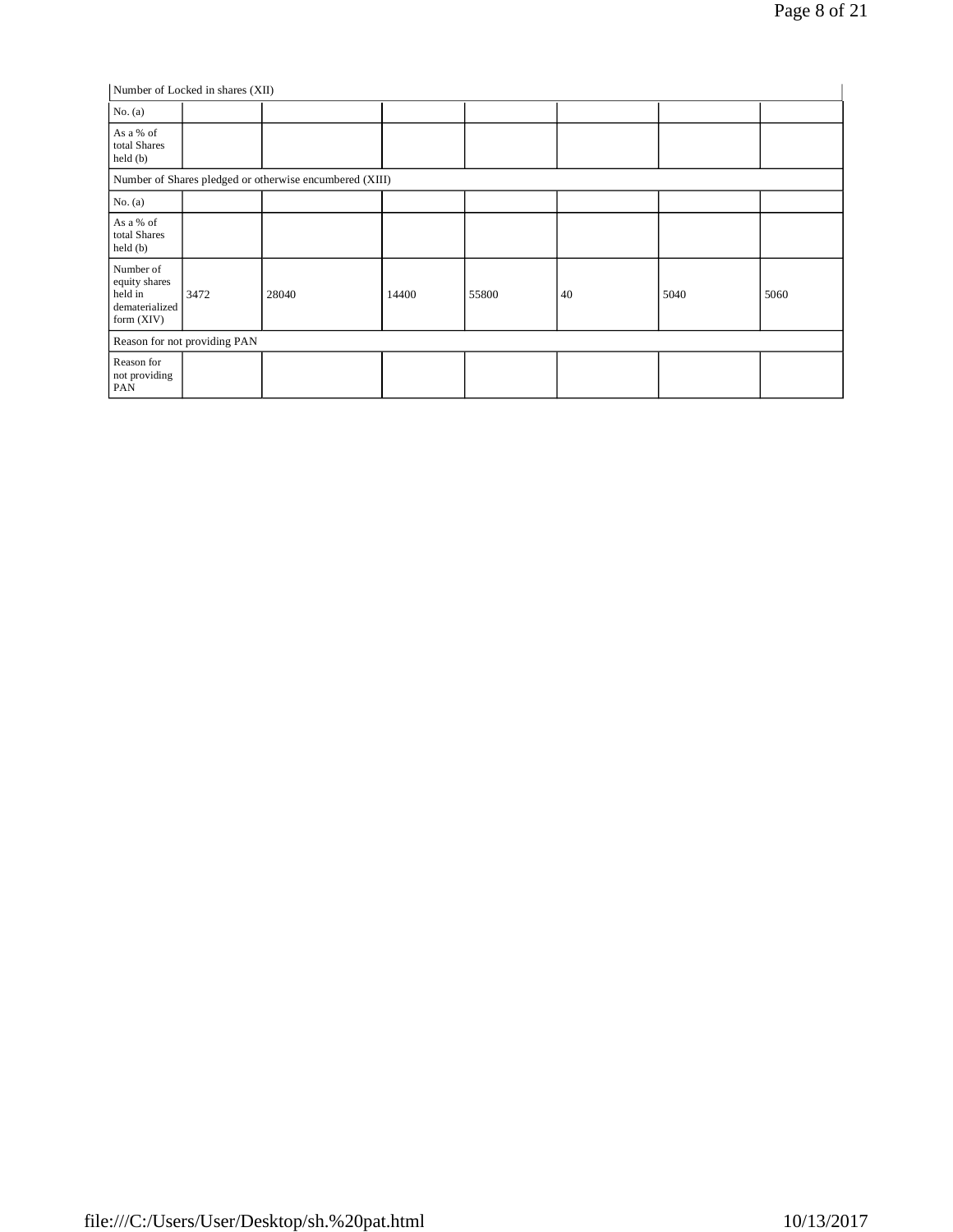| Number of Locked in shares (XII) | | | | | | | |
|---|---|---|---|---|---|---|---|
| No. (a) | | | | | | | |
| As a % of total Shares held (b) | | | | | | | |
| Number of Shares pledged or otherwise encumbered (XIII) | | | | | | | |
| No. (a) | | | | | | | |
| As a % of total Shares held (b) | | | | | | | |
| Number of equity shares held in dematerialized form (XIV) | 3472 | 28040 | 14400 | 55800 | 40 | 5040 | 5060 |
| Reason for not providing PAN | | | | | | | |
| Reason for not providing PAN | | | | | | | |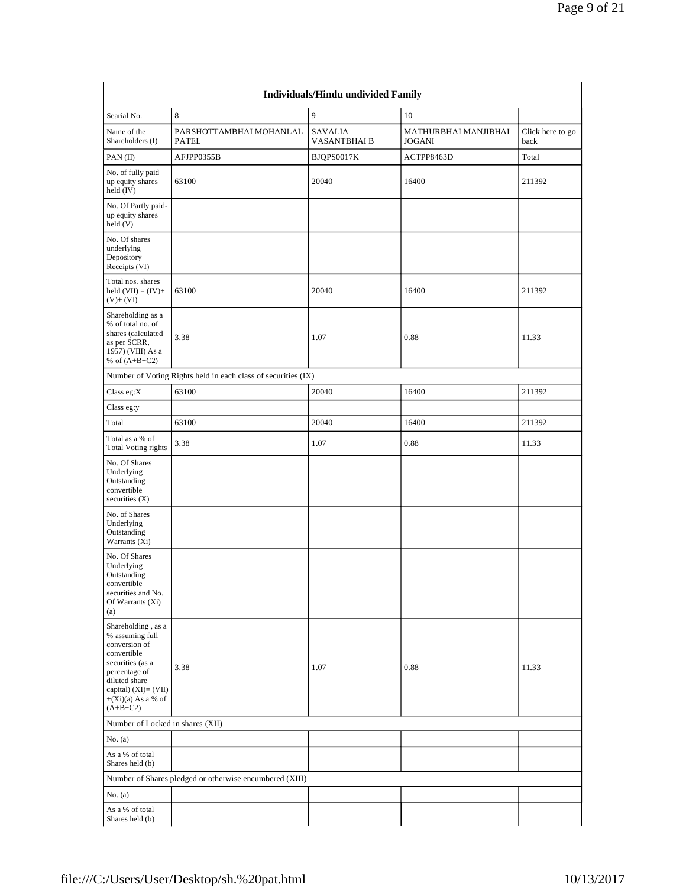| Individuals/Hindu undivided Family | | | | |
|---|---|---|---|---|
| Searial No. | 8 | 9 | 10 | |
| Name of the Shareholders (I) | PARSHOTTAMBHAI MOHANLAL PATEL | SAVALIA VASANTBHAI B | MATHURBHAI MANJIBHAI JOGANI | Click here to go back |
| PAN (II) | AFJPP0355B | BJQPS0017K | ACTPP8463D | Total |
| No. of fully paid up equity shares held (IV) | 63100 | 20040 | 16400 | 211392 |
| No. Of Partly paid-up equity shares held (V) | | | | |
| No. Of shares underlying Depository Receipts (VI) | | | | |
| Total nos. shares held (VII) = (IV)+(V)+ (VI) | 63100 | 20040 | 16400 | 211392 |
| Shareholding as a % of total no. of shares (calculated as per SCRR, 1957) (VIII) As a % of (A+B+C2) | 3.38 | 1.07 | 0.88 | 11.33 |
| Number of Voting Rights held in each class of securities (IX) | | | | |
| Class eg:X | 63100 | 20040 | 16400 | 211392 |
| Class eg:y | | | | |
| Total | 63100 | 20040 | 16400 | 211392 |
| Total as a % of Total Voting rights | 3.38 | 1.07 | 0.88 | 11.33 |
| No. Of Shares Underlying Outstanding convertible securities (X) | | | | |
| No. of Shares Underlying Outstanding Warrants (Xi) | | | | |
| No. Of Shares Underlying Outstanding convertible securities and No. Of Warrants (Xi) (a) | | | | |
| Shareholding , as a % assuming full conversion of convertible securities (as a percentage of diluted share capital) (XI)= (VII)+(Xi)(a) As a % of (A+B+C2) | 3.38 | 1.07 | 0.88 | 11.33 |
| Number of Locked in shares (XII) | | | | |
| No. (a) | | | | |
| As a % of total Shares held (b) | | | | |
| Number of Shares pledged or otherwise encumbered (XIII) | | | | |
| No. (a) | | | | |
| As a % of total Shares held (b) | | | | |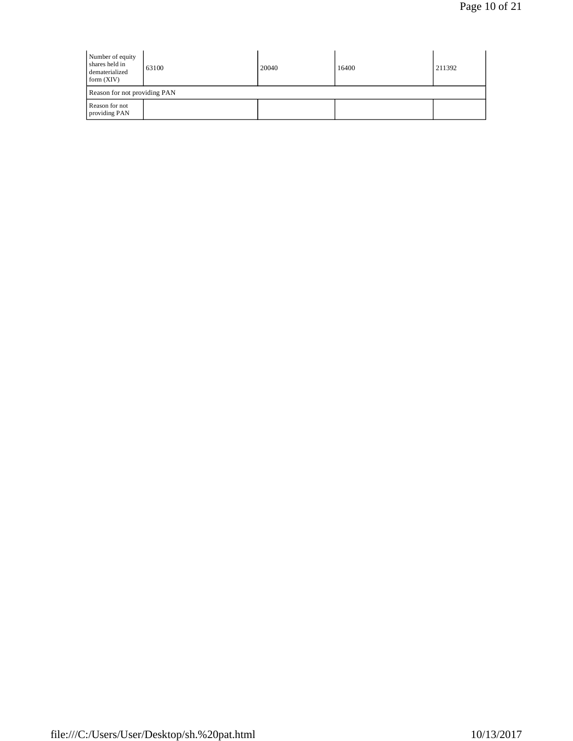| | | | | |
|---|---|---|---|---|
| Number of equity shares held in dematerialized form (XIV) | 63100 | 20040 | 16400 | 211392 |
| Reason for not providing PAN | | | | |
| Reason for not providing PAN | | | | |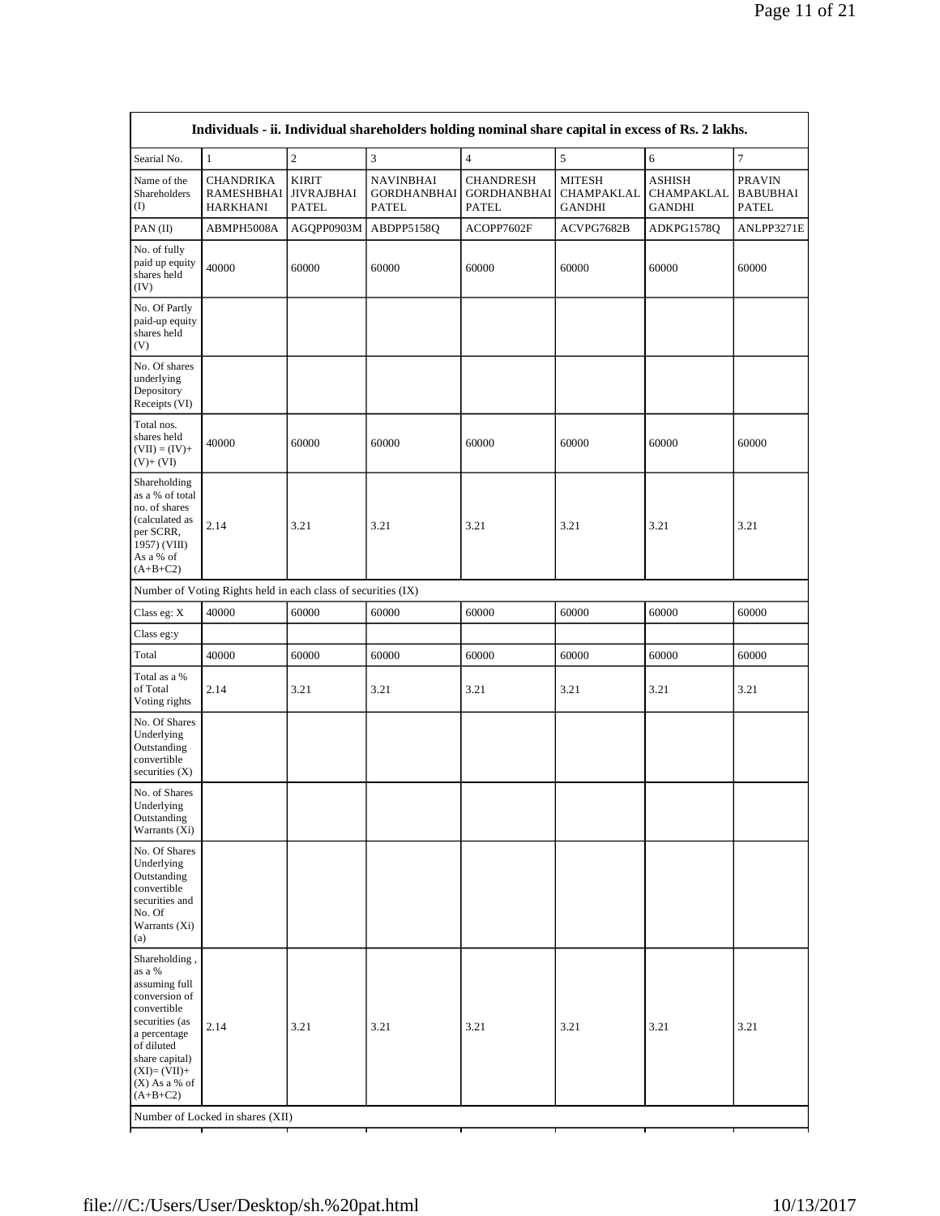| Individuals - ii. Individual shareholders holding nominal share capital in excess of Rs. 2 lakhs. | | | | | | | |
|---|---|---|---|---|---|---|---|
| Searial No. | 1 | 2 | 3 | 4 | 5 | 6 | 7 |
| Name of the Shareholders (I) | CHANDRIKA RAMESHBHAI HARKHANI | KIRIT JIVRAJBHAI PATEL | NAVINBHAI GORDHANBHAI PATEL | CHANDRESH GORDHANBHAI PATEL | MITESH CHAMPAKLAL GANDHI | ASHISH CHAMPAKLAL GANDHI | PRAVIN BABUBHAI PATEL |
| PAN (II) | ABMPH5008A | AGQPP0903M | ABDPP5158Q | ACOPP7602F | ACVPG7682B | ADKPG1578Q | ANLPP3271E |
| No. of fully paid up equity shares held (IV) | 40000 | 60000 | 60000 | 60000 | 60000 | 60000 | 60000 |
| No. Of Partly paid-up equity shares held (V) | | | | | | | |
| No. Of shares underlying Depository Receipts (VI) | | | | | | | |
| Total nos. shares held (VII) = (IV)+ (V)+ (VI) | 40000 | 60000 | 60000 | 60000 | 60000 | 60000 | 60000 |
| Shareholding as a % of total no. of shares (calculated as per SCRR, 1957) (VIII) As a % of (A+B+C2) | 2.14 | 3.21 | 3.21 | 3.21 | 3.21 | 3.21 | 3.21 |
| Number of Voting Rights held in each class of securities (IX) | | | | | | | |
| Class eg: X | 40000 | 60000 | 60000 | 60000 | 60000 | 60000 | 60000 |
| Class eg:y | | | | | | | |
| Total | 40000 | 60000 | 60000 | 60000 | 60000 | 60000 | 60000 |
| Total as a % of Total Voting rights | 2.14 | 3.21 | 3.21 | 3.21 | 3.21 | 3.21 | 3.21 |
| No. Of Shares Underlying Outstanding convertible securities (X) | | | | | | | |
| No. of Shares Underlying Outstanding Warrants (Xi) | | | | | | | |
| No. Of Shares Underlying Outstanding convertible securities and No. Of Warrants (Xi) (a) | | | | | | | |
| Shareholding , as a % assuming full conversion of convertible securities (as a percentage of diluted share capital) (XI)= (VII)+ (X) As a % of (A+B+C2) | 2.14 | 3.21 | 3.21 | 3.21 | 3.21 | 3.21 | 3.21 |
| Number of Locked in shares (XII) | | | | | | | |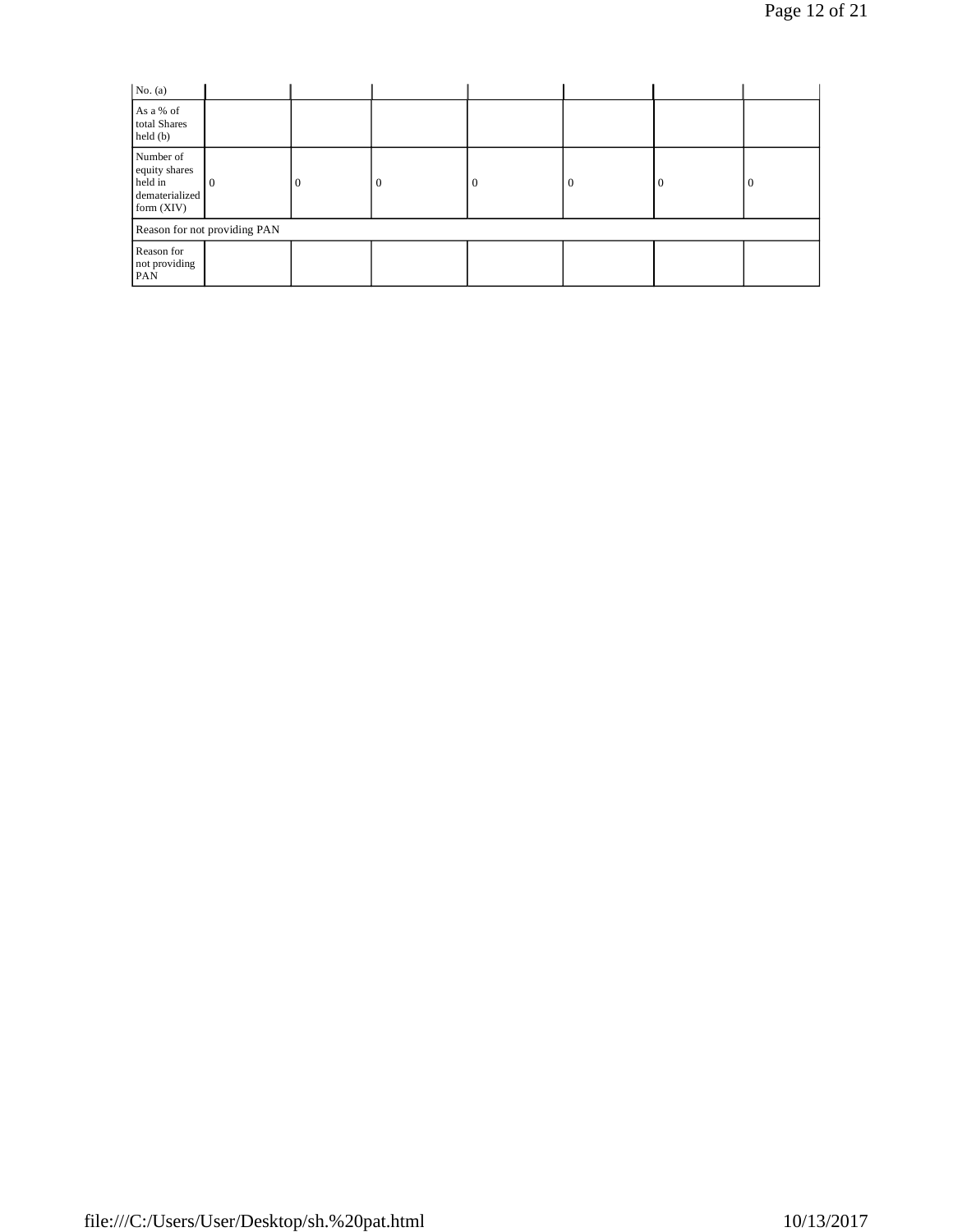| No. (a) | | | | | | | |
|---|---|---|---|---|---|---|---|
| As a % of total Shares held (b) | | | | | | | |
| Number of equity shares held in dematerialized form (XIV) | 0 | 0 | 0 | 0 | 0 | 0 | 0 |
| Reason for not providing PAN | | | | | | | |
| Reason for not providing PAN | | | | | | | |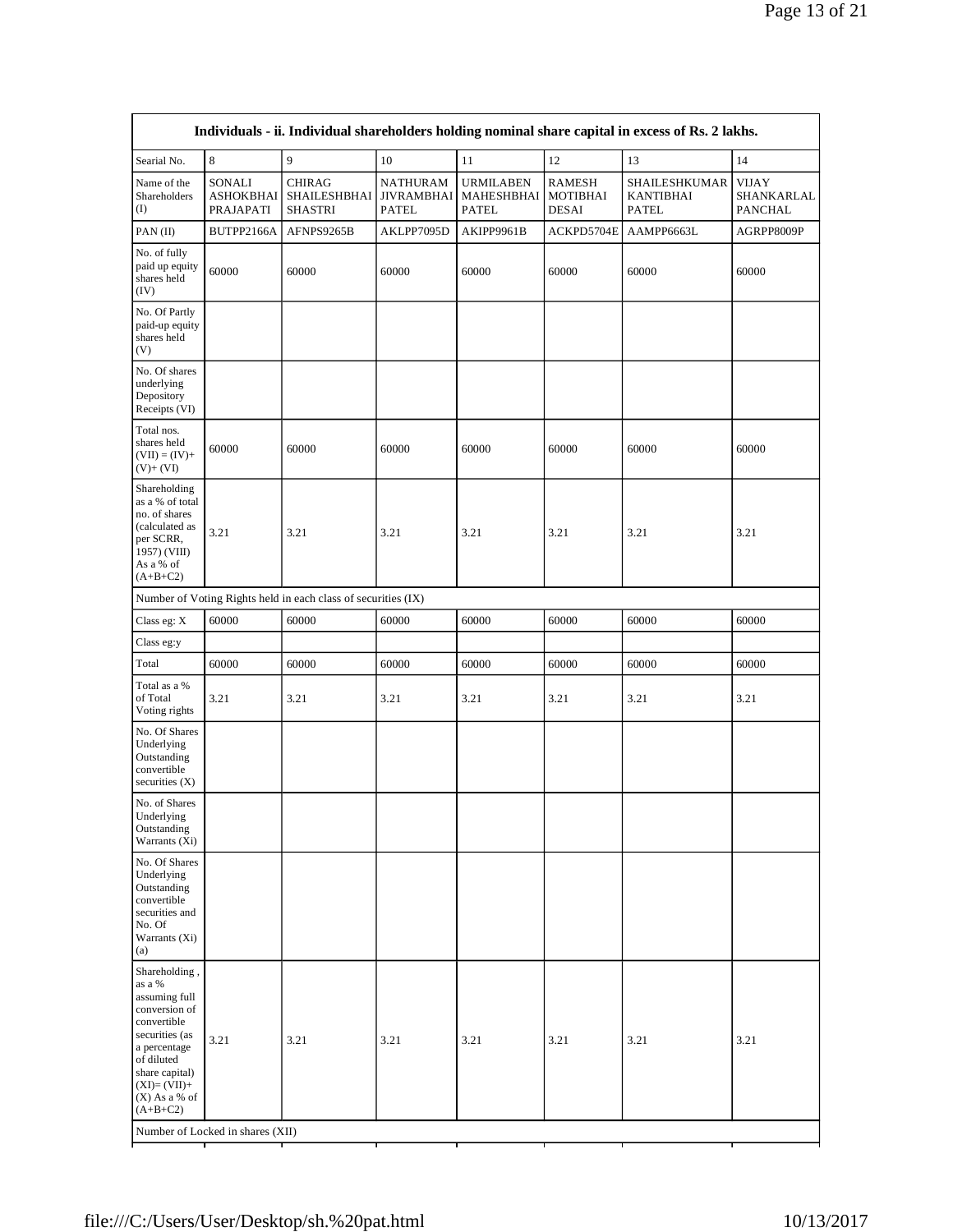| Individuals - ii. Individual shareholders holding nominal share capital in excess of Rs. 2 lakhs. | | | | | | | |
|---|---|---|---|---|---|---|---|
| Searial No. | 8 | 9 | 10 | 11 | 12 | 13 | 14 |
| Name of the Shareholders (I) | SONALI ASHOKBHAI PRAJAPATI | CHIRAG SHAILESHBHAI SHASTRI | NATHURAM JIVRAMBHAI PATEL | URMILABEN MAHESHBHAI PATEL | RAMESH MOTIBHAI DESAI | SHAILESHKUMAR KANTIBHAI PATEL | VIJAY SHANKARLAL PANCHAL |
| PAN (II) | BUTPP2166A | AFNPS9265B | AKLPP7095D | AKIPP9961B | ACKPD5704E | AAMPP6663L | AGRPP8009P |
| No. of fully paid up equity shares held (IV) | 60000 | 60000 | 60000 | 60000 | 60000 | 60000 | 60000 |
| No. Of Partly paid-up equity shares held (V) | | | | | | | |
| No. Of shares underlying Depository Receipts (VI) | | | | | | | |
| Total nos. shares held (VII) = (IV)+ (V)+ (VI) | 60000 | 60000 | 60000 | 60000 | 60000 | 60000 | 60000 |
| Shareholding as a % of total no. of shares (calculated as per SCRR, 1957) (VIII) As a % of (A+B+C2) | 3.21 | 3.21 | 3.21 | 3.21 | 3.21 | 3.21 | 3.21 |
| Number of Voting Rights held in each class of securities (IX) | | | | | | | |
| Class eg: X | 60000 | 60000 | 60000 | 60000 | 60000 | 60000 | 60000 |
| Class eg:y | | | | | | | |
| Total | 60000 | 60000 | 60000 | 60000 | 60000 | 60000 | 60000 |
| Total as a % of Total Voting rights | 3.21 | 3.21 | 3.21 | 3.21 | 3.21 | 3.21 | 3.21 |
| No. Of Shares Underlying Outstanding convertible securities (X) | | | | | | | |
| No. of Shares Underlying Outstanding Warrants (Xi) | | | | | | | |
| No. Of Shares Underlying Outstanding convertible securities and No. Of Warrants (Xi) (a) | | | | | | | |
| Shareholding , as a % assuming full conversion of convertible securities (as a percentage of diluted share capital) (XI)= (VII)+ (X) As a % of (A+B+C2) | 3.21 | 3.21 | 3.21 | 3.21 | 3.21 | 3.21 | 3.21 |
| Number of Locked in shares (XII) | | | | | | | |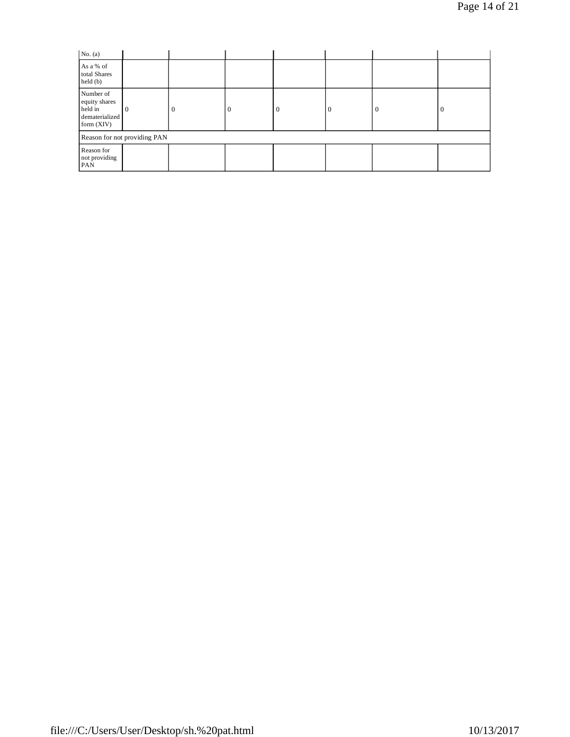| No. (a) | | | | | | | |
|---|---|---|---|---|---|---|---|
| As a % of total Shares held (b) | | | | | | | |
| Number of equity shares held in dematerialized form (XIV) | 0 | 0 | 0 | 0 | 0 | 0 | 0 |
| Reason for not providing PAN | | | | | | | |
| Reason for not providing PAN | | | | | | | |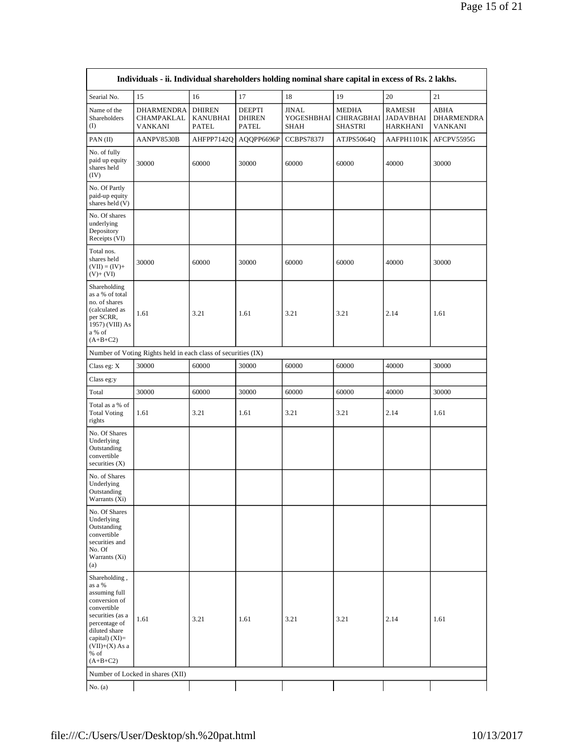| Individuals - ii. Individual shareholders holding nominal share capital in excess of Rs. 2 lakhs. | | | | | | | |
|---|---|---|---|---|---|---|---|
| Searial No. | 15 | 16 | 17 | 18 | 19 | 20 | 21 |
| Name of the Shareholders (I) | DHARMENDRA CHAMPAKLAL VANKANI | DHIREN KANUBHAI PATEL | DEEPTI DHIREN PATEL | JINAL YOGESHBHAI SHAH | MEDHA CHIRAGBHAI SHASTRI | RAMESH JADAVBHAI HARKHANI | ABHA DHARMENDRA VANKANI |
| PAN (II) | AANPV8530B | AHFPP7142Q | AQQPP6696P | CCBPS7837J | ATJPS5064Q | AAFPH1101K | AFCPV5595G |
| No. of fully paid up equity shares held (IV) | 30000 | 60000 | 30000 | 60000 | 60000 | 40000 | 30000 |
| No. Of Partly paid-up equity shares held (V) | | | | | | | |
| No. Of shares underlying Depository Receipts (VI) | | | | | | | |
| Total nos. shares held (VII) = (IV)+ (V)+ (VI) | 30000 | 60000 | 30000 | 60000 | 60000 | 40000 | 30000 |
| Shareholding as a % of total no. of shares (calculated as per SCRR, 1957) (VIII) As a % of (A+B+C2) | 1.61 | 3.21 | 1.61 | 3.21 | 3.21 | 2.14 | 1.61 |
| Number of Voting Rights held in each class of securities (IX) | | | | | | | |
| Class eg: X | 30000 | 60000 | 30000 | 60000 | 60000 | 40000 | 30000 |
| Class eg:y | | | | | | | |
| Total | 30000 | 60000 | 30000 | 60000 | 60000 | 40000 | 30000 |
| Total as a % of Total Voting rights | 1.61 | 3.21 | 1.61 | 3.21 | 3.21 | 2.14 | 1.61 |
| No. Of Shares Underlying Outstanding convertible securities (X) | | | | | | | |
| No. of Shares Underlying Outstanding Warrants (Xi) | | | | | | | |
| No. Of Shares Underlying Outstanding convertible securities and No. Of Warrants (Xi) (a) | | | | | | | |
| Shareholding , as a % assuming full conversion of convertible securities (as a percentage of diluted share capital) (XI)= (VII)+(X) As a % of (A+B+C2) | 1.61 | 3.21 | 1.61 | 3.21 | 3.21 | 2.14 | 1.61 |
| Number of Locked in shares (XII) | | | | | | | |
| No. (a) | | | | | | | |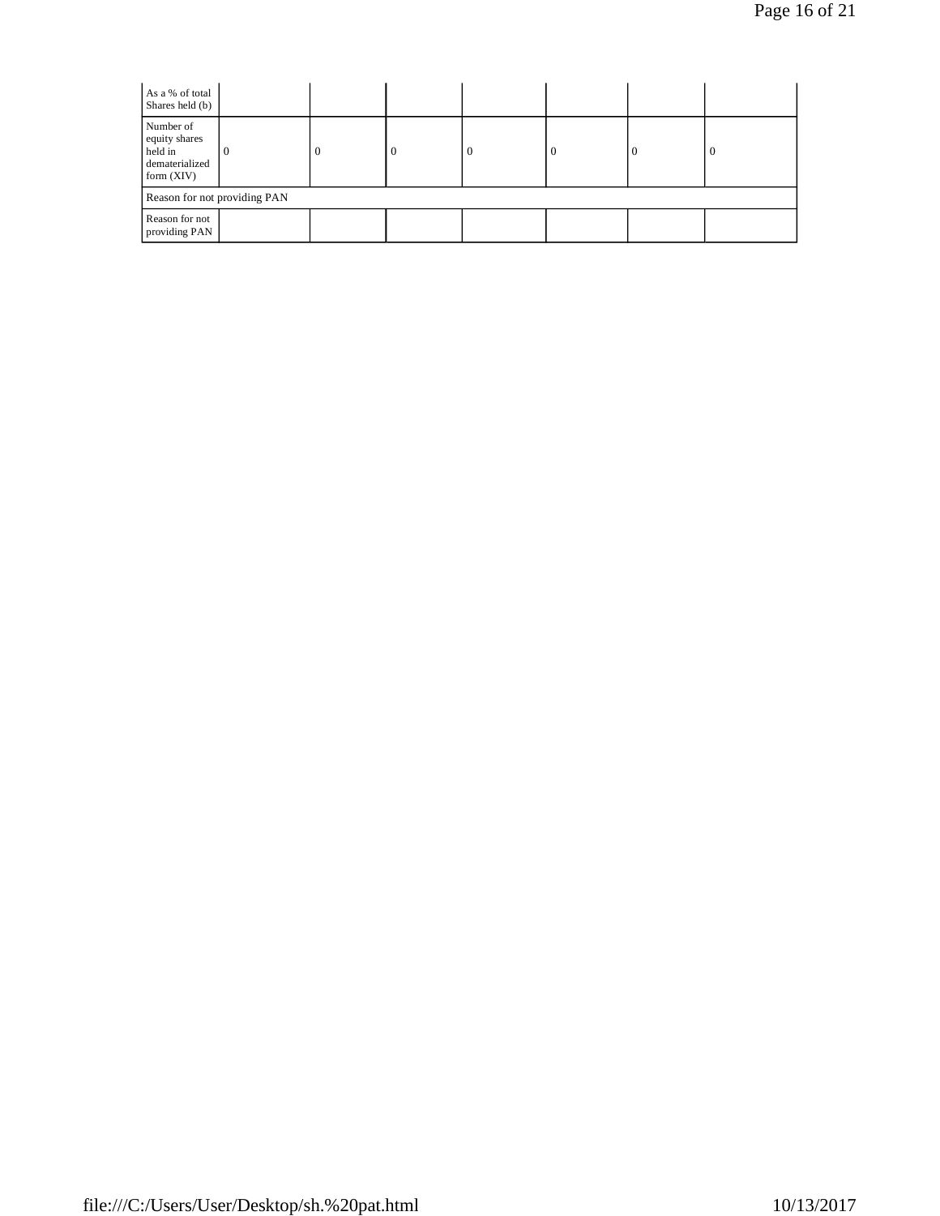| As a % of total Shares held (b) | | | | | | | |
|---|---|---|---|---|---|---|---|
| Number of equity shares held in dematerialized form (XIV) | 0 | 0 | 0 | 0 | 0 | 0 | 0 |
| Reason for not providing PAN | | | | | | | |
| Reason for not providing PAN | | | | | | | |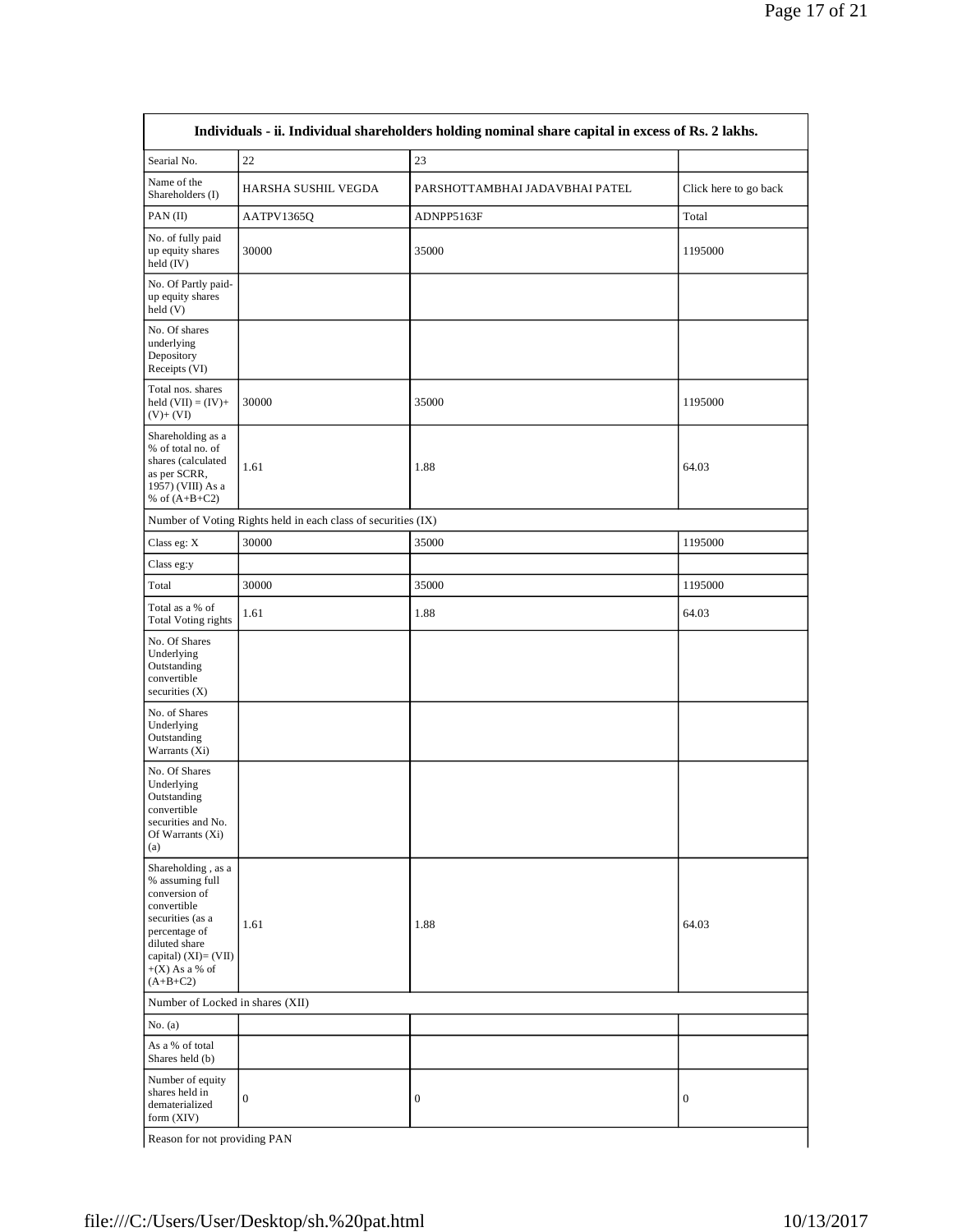| Individuals - ii. Individual shareholders holding nominal share capital in excess of Rs. 2 lakhs. | | | |
|---|---|---|---|
| Searial No. | 22 | 23 | |
| Name of the Shareholders (I) | HARSHA SUSHIL VEGDA | PARSHOTTAMBHAI JADAVBHAI PATEL | Click here to go back |
| PAN (II) | AATPV1365Q | ADNPP5163F | Total |
| No. of fully paid up equity shares held (IV) | 30000 | 35000 | 1195000 |
| No. Of Partly paid-up equity shares held (V) | | | |
| No. Of shares underlying Depository Receipts (VI) | | | |
| Total nos. shares held (VII) = (IV)+(V)+ (VI) | 30000 | 35000 | 1195000 |
| Shareholding as a % of total no. of shares (calculated as per SCRR, 1957) (VIII) As a % of (A+B+C2) | 1.61 | 1.88 | 64.03 |
| Number of Voting Rights held in each class of securities (IX) | | | |
| Class eg: X | 30000 | 35000 | 1195000 |
| Class eg:y | | | |
| Total | 30000 | 35000 | 1195000 |
| Total as a % of Total Voting rights | 1.61 | 1.88 | 64.03 |
| No. Of Shares Underlying Outstanding convertible securities (X) | | | |
| No. of Shares Underlying Outstanding Warrants (Xi) | | | |
| No. Of Shares Underlying Outstanding convertible securities and No. Of Warrants (Xi) (a) | | | |
| Shareholding , as a % assuming full conversion of convertible securities (as a percentage of diluted share capital) (XI)= (VII)+(X) As a % of (A+B+C2) | 1.61 | 1.88 | 64.03 |
| Number of Locked in shares (XII) | | | |
| No. (a) | | | |
| As a % of total Shares held (b) | | | |
| Number of equity shares held in dematerialized form (XIV) | 0 | 0 | 0 |
| Reason for not providing PAN | | | |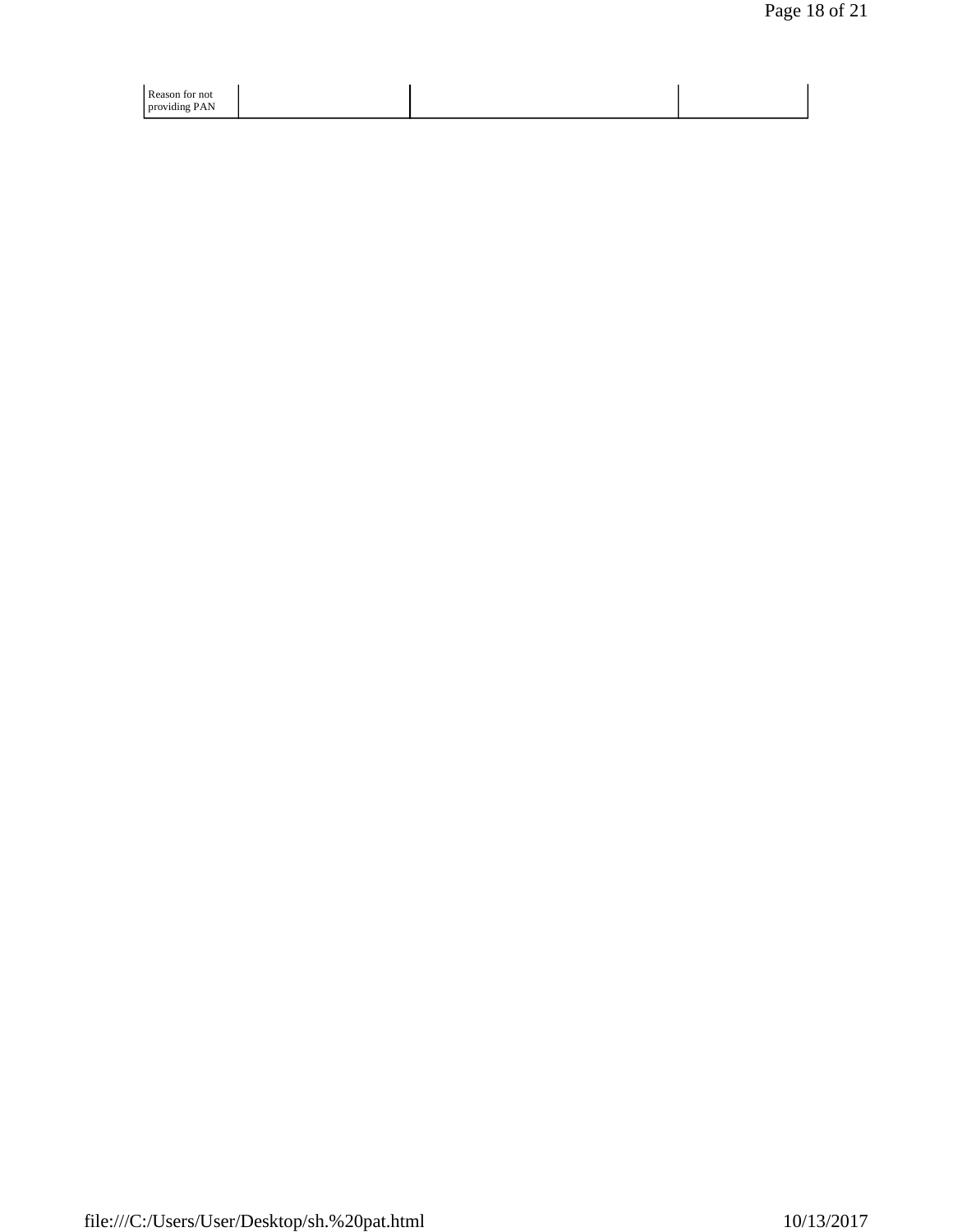| Reason for not providing PAN | | | |
|---|---|---|---|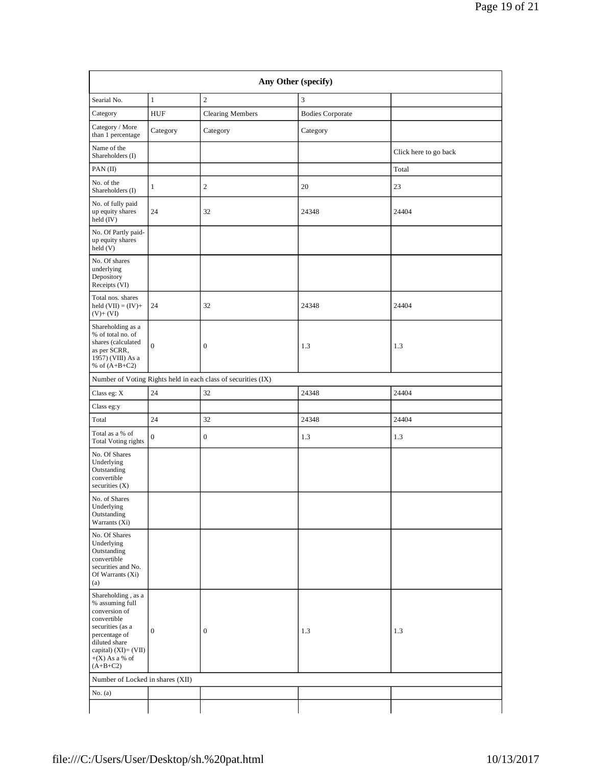| Any Other (specify) | | | | |
|---|---|---|---|---|
| Searial No. | 1 | 2 | 3 | |
| Category | HUF | Clearing Members | Bodies Corporate | |
| Category / More than 1 percentage | Category | Category | Category | |
| Name of the Shareholders (I) | | | | Click here to go back |
| PAN (II) | | | | Total |
| No. of the Shareholders (I) | 1 | 2 | 20 | 23 |
| No. of fully paid up equity shares held (IV) | 24 | 32 | 24348 | 24404 |
| No. Of Partly paid-up equity shares held (V) | | | | |
| No. Of shares underlying Depository Receipts (VI) | | | | |
| Total nos. shares held (VII) = (IV)+ (V)+ (VI) | 24 | 32 | 24348 | 24404 |
| Shareholding as a % of total no. of shares (calculated as per SCRR, 1957) (VIII) As a % of (A+B+C2) | 0 | 0 | 1.3 | 1.3 |
| Number of Voting Rights held in each class of securities (IX) | | | | |
| Class eg: X | 24 | 32 | 24348 | 24404 |
| Class eg:y | | | | |
| Total | 24 | 32 | 24348 | 24404 |
| Total as a % of Total Voting rights | 0 | 0 | 1.3 | 1.3 |
| No. Of Shares Underlying Outstanding convertible securities (X) | | | | |
| No. of Shares Underlying Outstanding Warrants (Xi) | | | | |
| No. Of Shares Underlying Outstanding convertible securities and No. Of Warrants (Xi) (a) | | | | |
| Shareholding , as a % assuming full conversion of convertible securities (as a percentage of diluted share capital) (XI)= (VII)+(X) As a % of (A+B+C2) | 0 | 0 | 1.3 | 1.3 |
| Number of Locked in shares (XII) | | | | |
| No. (a) | | | | |
| | | | | |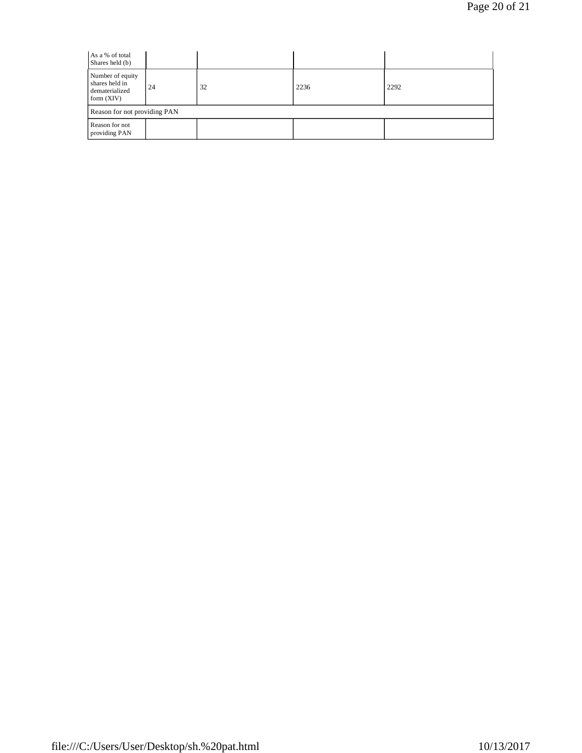| As a % of total Shares held (b) | | | | |
|---|---|---|---|---|
| Number of equity shares held in dematerialized form (XIV) | 24 | 32 | 2236 | 2292 |
| Reason for not providing PAN | | | | |
| Reason for not providing PAN | | | | |